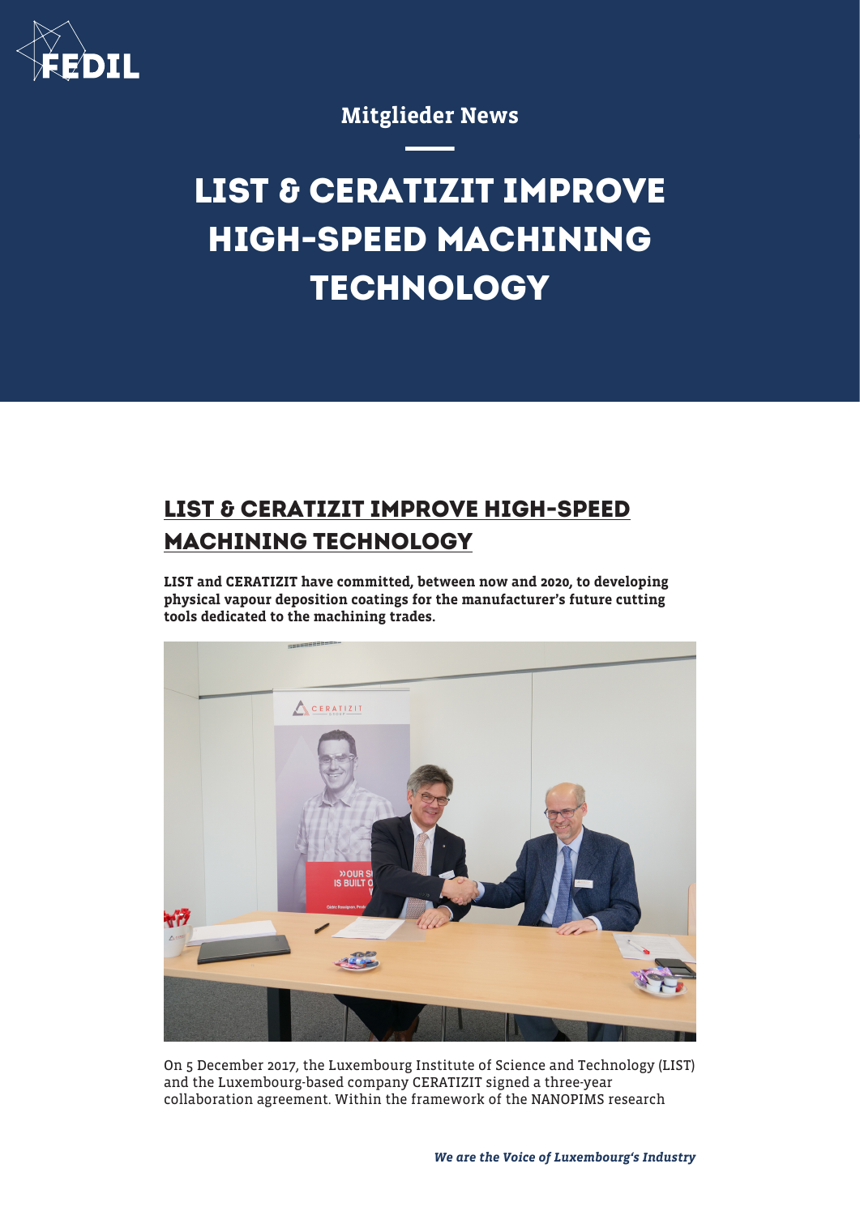Mitglieder News

# LIST & CERATIZIT IMPROVE HIGH-SPEED MACHINING TECHNOLOGY

## LIST & CERATIZIT IMPROVE HIGH-SPEED MACHINING TECHNOLOGY

**LIST and CERATIZIT have committed, between now and 2020, to developing physical vapour deposition coatings for the manufacturer's future cutting tools dedicated to the machining trades.**

On 5 December 2017, the Luxembourg Institute of Science and Technology (LIST) and the Luxembourg-based company CERATIZIT signed a three-year collaboration agreement. Within the framework of the NANOPIMS research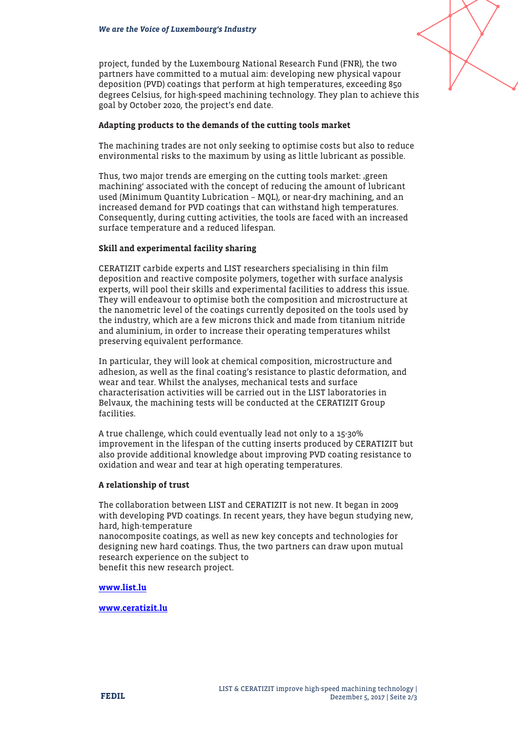project, funded by the Luxembourg National Research Fund (FNR), the two partners have committed to a mutual aim: developing new physical vapour deposition (PVD) coatings that perform at high temperatures, exceeding 850 degrees Celsius, for high-speed machining technology. They plan to achieve this goal by October 2020, the project's end date.

**Adapting products to the demands of the cutting tools market**

The machining trades are not only seeking to optimise costs but also to reduce environmental risks to the maximum by using as little lubricant as possible.

Thus, two major trends are emerging on the cutting tools market: ‚green machining' associated with the concept of reducing the amount of lubricant used (Minimum Quantity Lubrication – MQL), or near-dry machining, and an increased demand for PVD coatings that can withstand high temperatures. Consequently, during cutting activities, the tools are faced with an increased surface temperature and a reduced lifespan.

**Skill and experimental facility sharing**

CERATIZIT carbide experts and LIST researchers specialising in thin film deposition and reactive composite polymers, together with surface analysis experts, will pool their skills and experimental facilities to address this issue. They will endeavour to optimise both the composition and microstructure at the nanometric level of the coatings currently deposited on the tools used by the industry, which are a few microns thick and made from titanium nitride and aluminium, in order to increase their operating temperatures whilst preserving equivalent performance.

In particular, they will look at chemical composition, microstructure and adhesion, as well as the final coating's resistance to plastic deformation, and wear and tear. Whilst the analyses, mechanical tests and surface characterisation activities will be carried out in the LIST laboratories in Belvaux, the machining tests will be conducted at the CERATIZIT Group facilities.

A true challenge, which could eventually lead not only to a 15-30% improvement in the lifespan of the cutting inserts produced by CERATIZIT but also provide additional knowledge about improving PVD coating resistance to oxidation and wear and tear at high operating temperatures.

**A relationship of trust**

The collaboration between LIST and CERATIZIT is not new. It began in 2009 with developing PVD coatings. In recent years, they have begun studying new, hard, high-temperature nanocomposite coatings, as well as new key concepts and technologies for designing new hard coatings. Thus, the two partners can draw upon mutual research experience on the subject to benefit this new research project.

**[www.list.lu](http://www.list.lu)**

**[www.ceratizit.lu](http://www.ceratizit.lu)**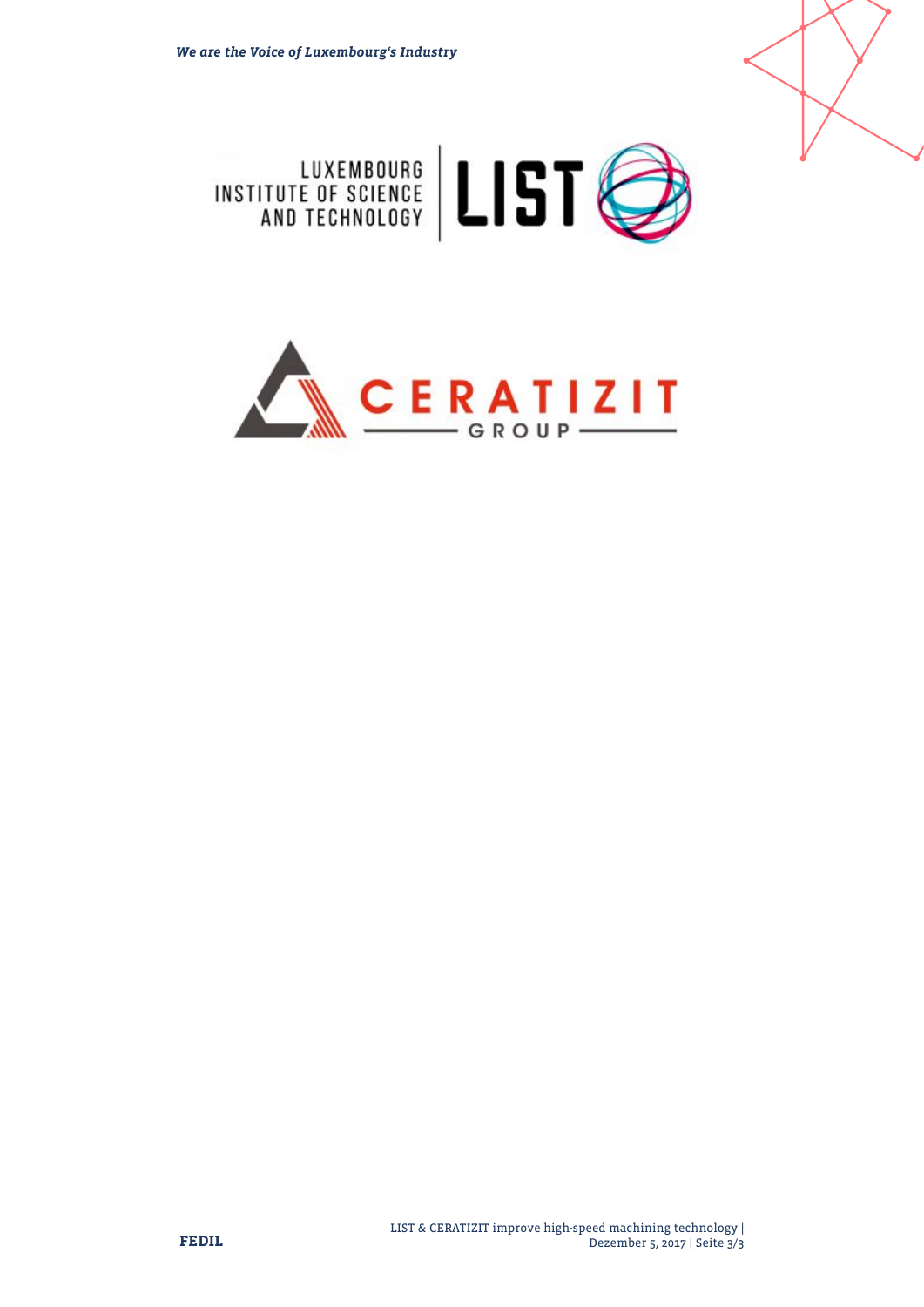LUXEMBOURG INSTITUTE OF SCIENCE AND TECHNOLOGY | LIST

CERATIZIT GROUP